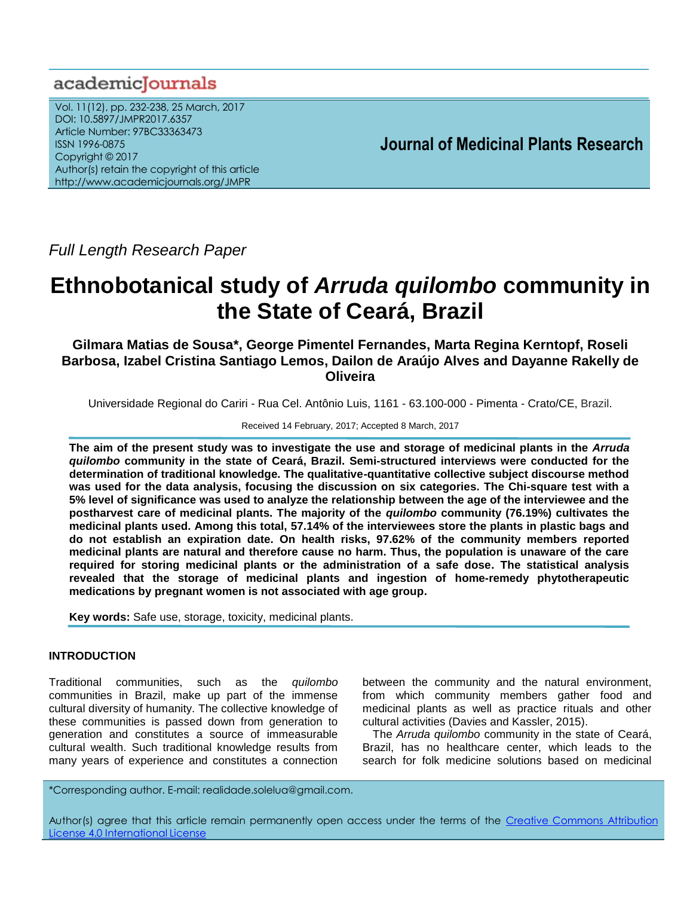*Full Length Research Paper*

# Ethnobotanical study of *Arruda quilombo* community in the State of Ceará, Brazil

**Gilmara Matias de Sousa*, George Pimentel Fernandes, Marta Regina Kerntopf, Roseli Barbosa, Izabel Cristina Santiago Lemos, Dailon de Araújo Alves and Dayanne Rakelly de Oliveira**

Universidade Regional do Cariri - Rua Cel. Antônio Luis, 1161 - 63.100-000 - Pimenta - Crato/CE, Brazil.

Received 14 February, 2017; Accepted 8 March, 2017

**The aim of the present study was to investigate the use and storage of medicinal plants in the *Arruda quilombo* community in the state of Ceará, Brazil. Semi-structured interviews were conducted for the determination of traditional knowledge. The qualitative-quantitative collective subject discourse method was used for the data analysis, focusing the discussion on six categories. The Chi-square test with a 5% level of significance was used to analyze the relationship between the age of the interviewee and the postharvest care of medicinal plants. The majority of the *quilombo* community (76.19%) cultivates the medicinal plants used. Among this total, 57.14% of the interviewees store the plants in plastic bags and do not establish an expiration date. On health risks, 97.62% of the community members reported medicinal plants are natural and therefore cause no harm. Thus, the population is unaware of the care required for storing medicinal plants or the administration of a safe dose. The statistical analysis revealed that the storage of medicinal plants and ingestion of home-remedy phytotherapeutic medications by pregnant women is not associated with age group.**

**Key words:** Safe use, storage, toxicity, medicinal plants.

## INTRODUCTION

Traditional communities, such as the *quilombo* communities in Brazil, make up part of the immense cultural diversity of humanity. The collective knowledge of these communities is passed down from generation to generation and constitutes a source of immeasurable cultural wealth. Such traditional knowledge results from many years of experience and constitutes a connection between the community and the natural environment, from which community members gather food and medicinal plants as well as practice rituals and other cultural activities (Davies and Kassler, 2015).

The *Arruda quilombo* community in the state of Ceará, Brazil, has no healthcare center, which leads to the search for folk medicine solutions based on medicinal

*Corresponding author. E-mail: realidade.solelua@gmail.com.

Author(s) agree that this article remain permanently open access under the terms of the Creative Commons Attribution License 4.0 International License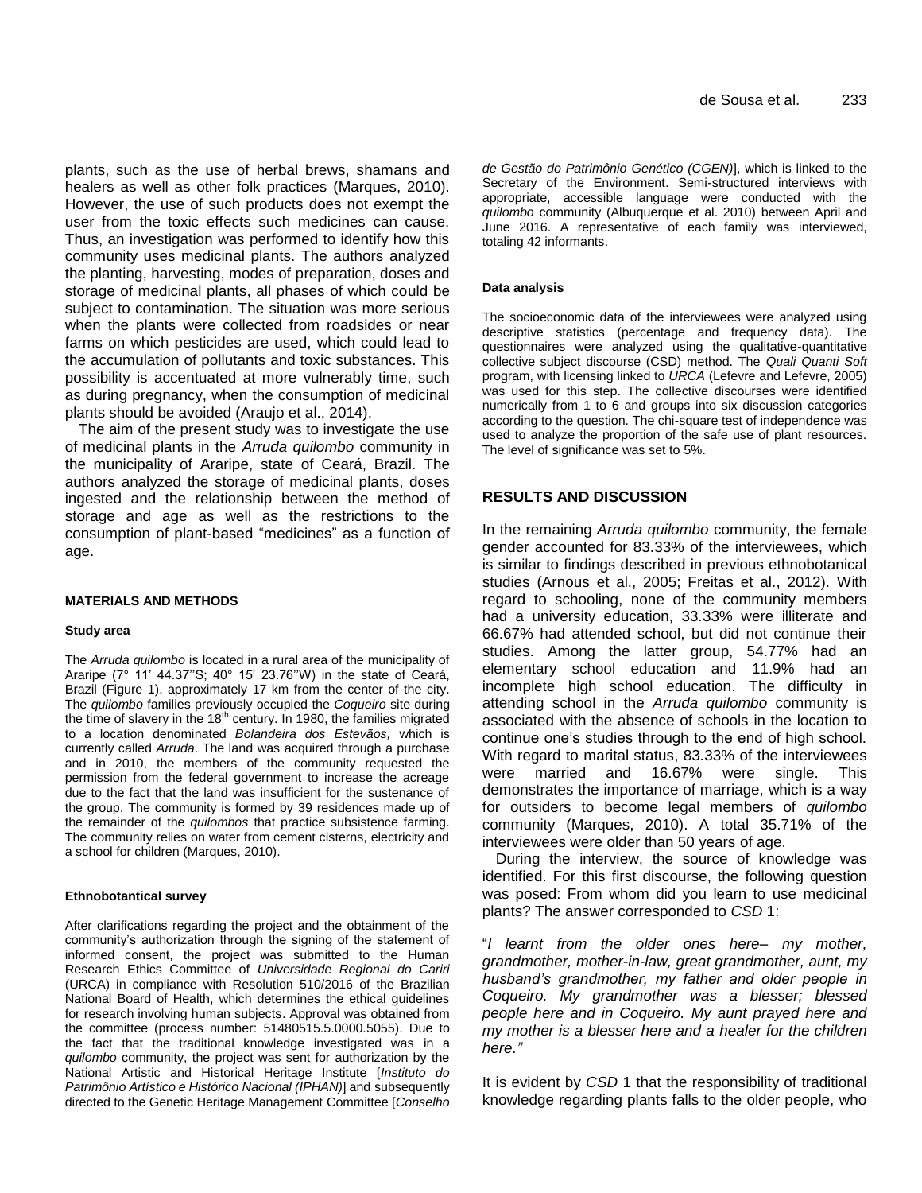plants, such as the use of herbal brews, shamans and healers as well as other folk practices (Marques, 2010). However, the use of such products does not exempt the user from the toxic effects such medicines can cause. Thus, an investigation was performed to identify how this community uses medicinal plants. The authors analyzed the planting, harvesting, modes of preparation, doses and storage of medicinal plants, all phases of which could be subject to contamination. The situation was more serious when the plants were collected from roadsides or near farms on which pesticides are used, which could lead to the accumulation of pollutants and toxic substances. This possibility is accentuated at more vulnerably time, such as during pregnancy, when the consumption of medicinal plants should be avoided (Araujo et al., 2014).

The aim of the present study was to investigate the use of medicinal plants in the *Arruda quilombo* community in the municipality of Araripe, state of Ceará, Brazil. The authors analyzed the storage of medicinal plants, doses ingested and the relationship between the method of storage and age as well as the restrictions to the consumption of plant-based "medicines" as a function of age.

## MATERIALS AND METHODS

### Study area

The *Arruda quilombo* is located in a rural area of the municipality of Araripe (7° 11' 44.37''S; 40° 15' 23.76''W) in the state of Ceará, Brazil (Figure 1), approximately 17 km from the center of the city. The *quilombo* families previously occupied the *Coqueiro* site during the time of slavery in the 18th century. In 1980, the families migrated to a location denominated *Bolandeira dos Estevãos,* which is currently called *Arruda*. The land was acquired through a purchase and in 2010, the members of the community requested the permission from the federal government to increase the acreage due to the fact that the land was insufficient for the sustenance of the group. The community is formed by 39 residences made up of the remainder of the *quilombos* that practice subsistence farming. The community relies on water from cement cisterns, electricity and a school for children (Marques, 2010).

### Ethnobotanical survey

After clarifications regarding the project and the obtainment of the community's authorization through the signing of the statement of informed consent, the project was submitted to the Human Research Ethics Committee of *Universidade Regional do Cariri* (URCA) in compliance with Resolution 510/2016 of the Brazilian National Board of Health, which determines the ethical guidelines for research involving human subjects. Approval was obtained from the committee (process number: 51480515.5.0000.5055). Due to the fact that the traditional knowledge investigated was in a *quilombo* community, the project was sent for authorization by the National Artistic and Historical Heritage Institute [*Instituto do Patrimônio Artístico e Histórico Nacional (IPHAN)*] and subsequently directed to the Genetic Heritage Management Committee [*Conselho de Gestão do Patrimônio Genético (CGEN)*], which is linked to the Secretary of the Environment. Semi-structured interviews with appropriate, accessible language were conducted with the *quilombo* community (Albuquerque et al. 2010) between April and June 2016. A representative of each family was interviewed, totaling 42 informants.

### Data analysis

The socioeconomic data of the interviewees were analyzed using descriptive statistics (percentage and frequency data). The questionnaires were analyzed using the qualitative-quantitative collective subject discourse (CSD) method. The *Quali Quanti Soft* program, with licensing linked to *URCA* (Lefevre and Lefevre, 2005) was used for this step. The collective discourses were identified numerically from 1 to 6 and groups into six discussion categories according to the question. The chi-square test of independence was used to analyze the proportion of the safe use of plant resources. The level of significance was set to 5%.

## RESULTS AND DISCUSSION

In the remaining *Arruda quilombo* community, the female gender accounted for 83.33% of the interviewees, which is similar to findings described in previous ethnobotanical studies (Arnous et al., 2005; Freitas et al., 2012). With regard to schooling, none of the community members had a university education, 33.33% were illiterate and 66.67% had attended school, but did not continue their studies. Among the latter group, 54.77% had an elementary school education and 11.9% had an incomplete high school education. The difficulty in attending school in the *Arruda quilombo* community is associated with the absence of schools in the location to continue one's studies through to the end of high school. With regard to marital status, 83.33% of the interviewees were married and 16.67% were single. This demonstrates the importance of marriage, which is a way for outsiders to become legal members of *quilombo* community (Marques, 2010). A total 35.71% of the interviewees were older than 50 years of age.

During the interview, the source of knowledge was identified. For this first discourse, the following question was posed: From whom did you learn to use medicinal plants? The answer corresponded to *CSD* 1:

"*I learnt from the older ones here– my mother, grandmother, mother-in-law, great grandmother, aunt, my husband's grandmother, my father and older people in Coqueiro. My grandmother was a blesser; blessed people here and in Coqueiro. My aunt prayed here and my mother is a blesser here and a healer for the children here."*

It is evident by *CSD* 1 that the responsibility of traditional knowledge regarding plants falls to the older people, who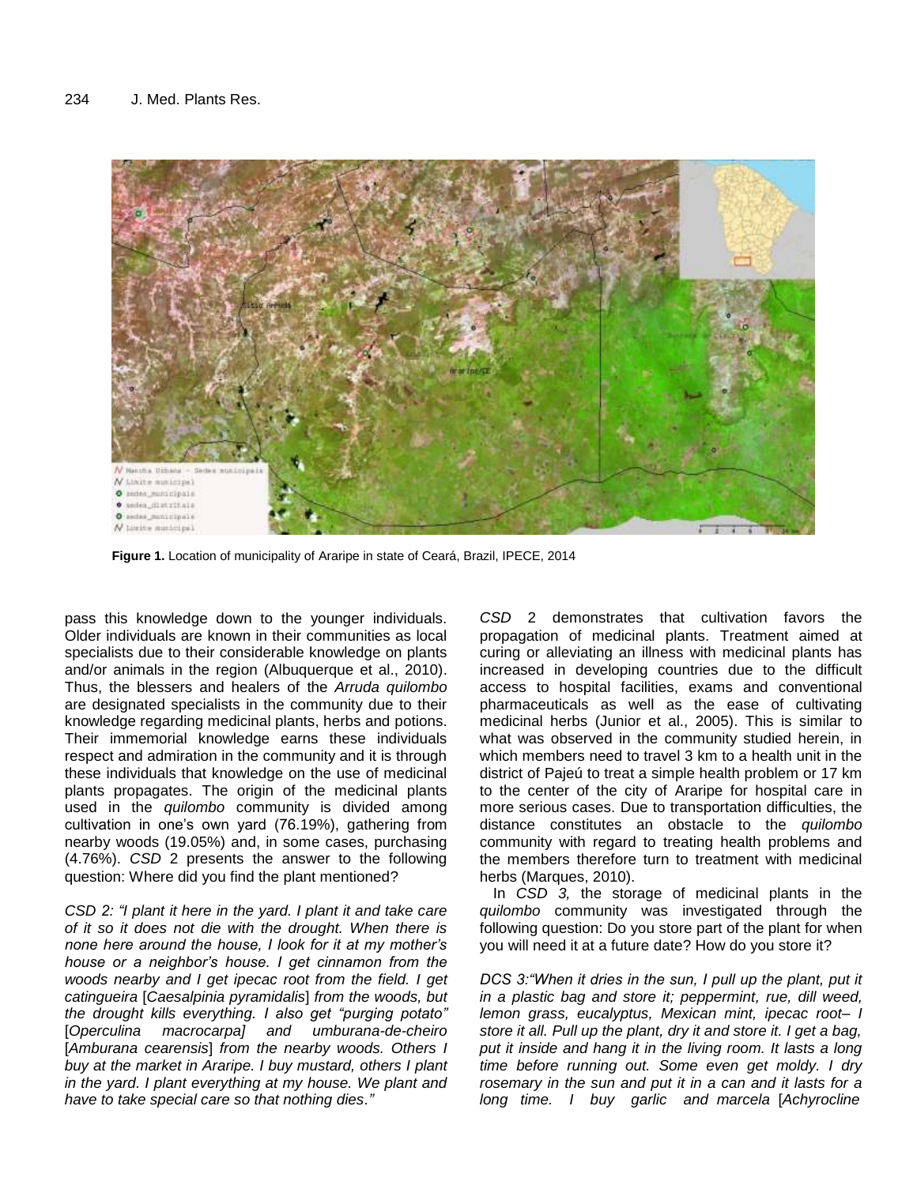Figure 1. Location of municipality of Araripe in state of Ceará, Brazil, IPECE, 2014

pass this knowledge down to the younger individuals. Older individuals are known in their communities as local specialists due to their considerable knowledge on plants and/or animals in the region (Albuquerque et al., 2010). Thus, the blessers and healers of the *Arruda quilombo* are designated specialists in the community due to their knowledge regarding medicinal plants, herbs and potions. Their immemorial knowledge earns these individuals respect and admiration in the community and it is through these individuals that knowledge on the use of medicinal plants propagates. The origin of the medicinal plants used in the *quilombo* community is divided among cultivation in one's own yard (76.19%), gathering from nearby woods (19.05%) and, in some cases, purchasing (4.76%). *CSD* 2 presents the answer to the following question: Where did you find the plant mentioned?

*CSD 2: "I plant it here in the yard. I plant it and take care of it so it does not die with the drought. When there is none here around the house, I look for it at my mother's house or a neighbor's house. I get cinnamon from the woods nearby and I get ipecac root from the field. I get catingueira* [*Caesalpinia pyramidalis*] *from the woods, but the drought kills everything. I also get "purging potato"* [*Operculina macrocarpa] and umburana-de-cheiro* [*Amburana cearensis*] *from the nearby woods. Others I buy at the market in Araripe. I buy mustard, others I plant in the yard. I plant everything at my house. We plant and have to take special care so that nothing dies."*

*CSD* 2 demonstrates that cultivation favors the propagation of medicinal plants. Treatment aimed at curing or alleviating an illness with medicinal plants has increased in developing countries due to the difficult access to hospital facilities, exams and conventional pharmaceuticals as well as the ease of cultivating medicinal herbs (Junior et al., 2005). This is similar to what was observed in the community studied herein, in which members need to travel 3 km to a health unit in the district of Pajeú to treat a simple health problem or 17 km to the center of the city of Araripe for hospital care in more serious cases. Due to transportation difficulties, the distance constitutes an obstacle to the *quilombo* community with regard to treating health problems and the members therefore turn to treatment with medicinal herbs (Marques, 2010).

In *CSD 3,* the storage of medicinal plants in the *quilombo* community was investigated through the following question: Do you store part of the plant for when you will need it at a future date? How do you store it?

*DCS 3:"When it dries in the sun, I pull up the plant, put it in a plastic bag and store it; peppermint, rue, dill weed, lemon grass, eucalyptus, Mexican mint, ipecac root– I store it all. Pull up the plant, dry it and store it. I get a bag, put it inside and hang it in the living room. It lasts a long time before running out. Some even get moldy. I dry rosemary in the sun and put it in a can and it lasts for a long time. I buy garlic and marcela* [*Achyrocline*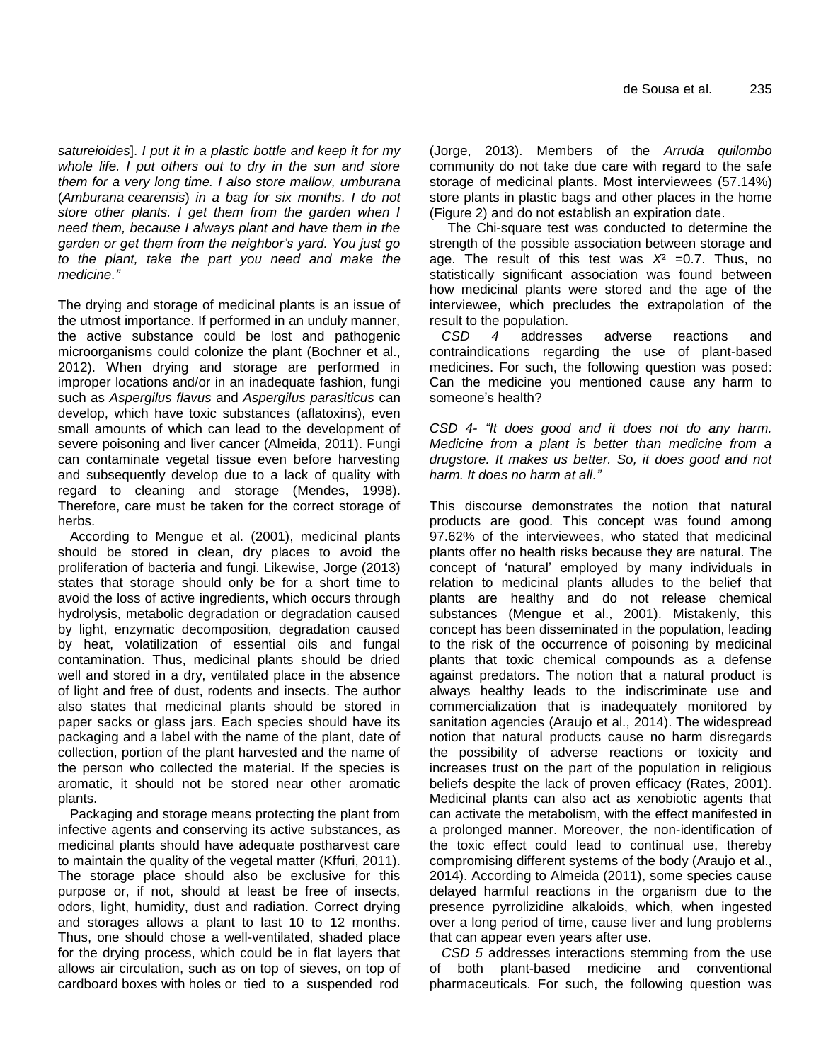*satureioides*]. *I put it in a plastic bottle and keep it for my whole life. I put others out to dry in the sun and store them for a very long time. I also store mallow, umburana* (*Amburana cearensis*) *in a bag for six months. I do not store other plants. I get them from the garden when I need them, because I always plant and have them in the garden or get them from the neighbor's yard. You just go to the plant, take the part you need and make the medicine."*

The drying and storage of medicinal plants is an issue of the utmost importance. If performed in an unduly manner, the active substance could be lost and pathogenic microorganisms could colonize the plant (Bochner et al., 2012). When drying and storage are performed in improper locations and/or in an inadequate fashion, fungi such as *Aspergilus flavus* and *Aspergilus parasiticus* can develop, which have toxic substances (aflatoxins), even small amounts of which can lead to the development of severe poisoning and liver cancer (Almeida, 2011). Fungi can contaminate vegetal tissue even before harvesting and subsequently develop due to a lack of quality with regard to cleaning and storage (Mendes, 1998). Therefore, care must be taken for the correct storage of herbs.

According to Mengue et al. (2001), medicinal plants should be stored in clean, dry places to avoid the proliferation of bacteria and fungi. Likewise, Jorge (2013) states that storage should only be for a short time to avoid the loss of active ingredients, which occurs through hydrolysis, metabolic degradation or degradation caused by light, enzymatic decomposition, degradation caused by heat, volatilization of essential oils and fungal contamination. Thus, medicinal plants should be dried well and stored in a dry, ventilated place in the absence of light and free of dust, rodents and insects. The author also states that medicinal plants should be stored in paper sacks or glass jars. Each species should have its packaging and a label with the name of the plant, date of collection, portion of the plant harvested and the name of the person who collected the material. If the species is aromatic, it should not be stored near other aromatic plants.

Packaging and storage means protecting the plant from infective agents and conserving its active substances, as medicinal plants should have adequate postharvest care to maintain the quality of the vegetal matter (Kffuri, 2011). The storage place should also be exclusive for this purpose or, if not, should at least be free of insects, odors, light, humidity, dust and radiation. Correct drying and storages allows a plant to last 10 to 12 months. Thus, one should chose a well-ventilated, shaded place for the drying process, which could be in flat layers that allows air circulation, such as on top of sieves, on top of cardboard boxes with holes or tied to a suspended rod (Jorge, 2013). Members of the *Arruda quilombo* community do not take due care with regard to the safe storage of medicinal plants. Most interviewees (57.14%) store plants in plastic bags and other places in the home (Figure 2) and do not establish an expiration date.

The Chi-square test was conducted to determine the strength of the possible association between storage and age. The result of this test was $X^2$ =0.7. Thus, no statistically significant association was found between how medicinal plants were stored and the age of the interviewee, which precludes the extrapolation of the result to the population.

*CSD 4* addresses adverse reactions and contraindications regarding the use of plant-based medicines. For such, the following question was posed: Can the medicine you mentioned cause any harm to someone's health?

*CSD 4- "It does good and it does not do any harm. Medicine from a plant is better than medicine from a drugstore. It makes us better. So, it does good and not harm. It does no harm at all."*

This discourse demonstrates the notion that natural products are good. This concept was found among 97.62% of the interviewees, who stated that medicinal plants offer no health risks because they are natural. The concept of 'natural' employed by many individuals in relation to medicinal plants alludes to the belief that plants are healthy and do not release chemical substances (Mengue et al., 2001). Mistakenly, this concept has been disseminated in the population, leading to the risk of the occurrence of poisoning by medicinal plants that toxic chemical compounds as a defense against predators. The notion that a natural product is always healthy leads to the indiscriminate use and commercialization that is inadequately monitored by sanitation agencies (Araujo et al., 2014). The widespread notion that natural products cause no harm disregards the possibility of adverse reactions or toxicity and increases trust on the part of the population in religious beliefs despite the lack of proven efficacy (Rates, 2001). Medicinal plants can also act as xenobiotic agents that can activate the metabolism, with the effect manifested in a prolonged manner. Moreover, the non-identification of the toxic effect could lead to continual use, thereby compromising different systems of the body (Araujo et al., 2014). According to Almeida (2011), some species cause delayed harmful reactions in the organism due to the presence pyrrolizidine alkaloids, which, when ingested over a long period of time, cause liver and lung problems that can appear even years after use.

*CSD 5* addresses interactions stemming from the use of both plant-based medicine and conventional pharmaceuticals. For such, the following question was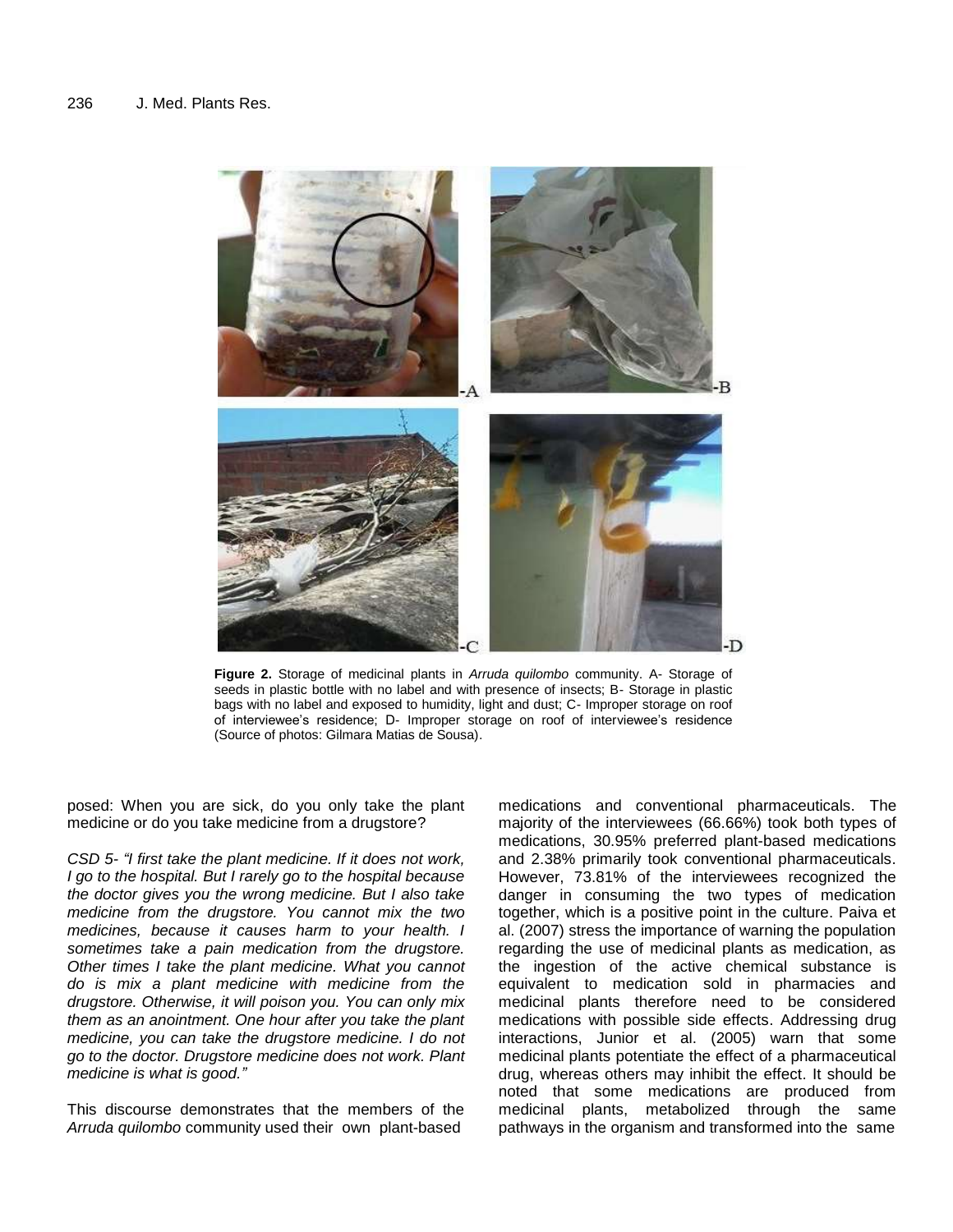**Figure 2.** Storage of medicinal plants in *Arruda quilombo* community. A- Storage of seeds in plastic bottle with no label and with presence of insects; B- Storage in plastic bags with no label and exposed to humidity, light and dust; C- Improper storage on roof of interviewee's residence; D- Improper storage on roof of interviewee's residence (Source of photos: Gilmara Matias de Sousa).

posed: When you are sick, do you only take the plant medicine or do you take medicine from a drugstore?

*CSD 5- "I first take the plant medicine. If it does not work, I go to the hospital. But I rarely go to the hospital because the doctor gives you the wrong medicine. But I also take medicine from the drugstore. You cannot mix the two medicines, because it causes harm to your health. I sometimes take a pain medication from the drugstore. Other times I take the plant medicine. What you cannot do is mix a plant medicine with medicine from the drugstore. Otherwise, it will poison you. You can only mix them as an anointment. One hour after you take the plant medicine, you can take the drugstore medicine. I do not go to the doctor. Drugstore medicine does not work. Plant medicine is what is good."*

This discourse demonstrates that the members of the *Arruda quilombo* community used their own plant-based medications and conventional pharmaceuticals. The majority of the interviewees (66.66%) took both types of medications, 30.95% preferred plant-based medications and 2.38% primarily took conventional pharmaceuticals. However, 73.81% of the interviewees recognized the danger in consuming the two types of medication together, which is a positive point in the culture. Paiva et al. (2007) stress the importance of warning the population regarding the use of medicinal plants as medication, as the ingestion of the active chemical substance is equivalent to medication sold in pharmacies and medicinal plants therefore need to be considered medications with possible side effects. Addressing drug interactions, Junior et al. (2005) warn that some medicinal plants potentiate the effect of a pharmaceutical drug, whereas others may inhibit the effect. It should be noted that some medications are produced from medicinal plants, metabolized through the same pathways in the organism and transformed into the same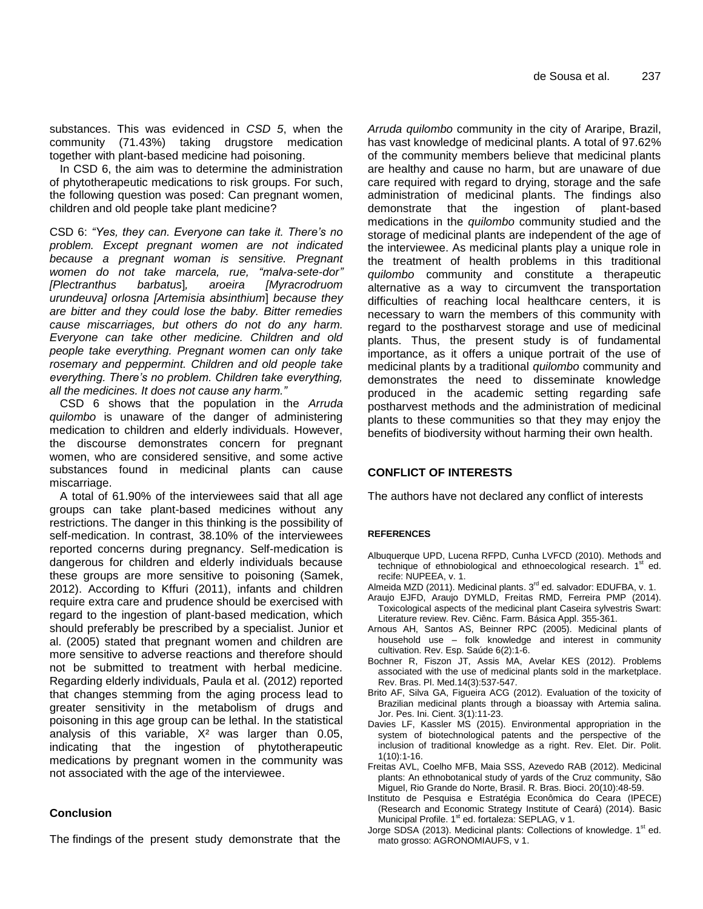substances. This was evidenced in *CSD 5*, when the community (71.43%) taking drugstore medication together with plant-based medicine had poisoning.

In CSD 6, the aim was to determine the administration of phytotherapeutic medications to risk groups. For such, the following question was posed: Can pregnant women, children and old people take plant medicine?

CSD 6: *"Yes, they can. Everyone can take it. There's no problem. Except pregnant women are not indicated because a pregnant woman is sensitive. Pregnant women do not take marcela, rue, "malva-sete-dor" [Plectranthus barbatus], aroeira [Myracrodruom urundeuva] orlosna [Artemisia absinthium] because they are bitter and they could lose the baby. Bitter remedies cause miscarriages, but others do not do any harm. Everyone can take other medicine. Children and old people take everything. Pregnant women can only take rosemary and peppermint. Children and old people take everything. There's no problem. Children take everything, all the medicines. It does not cause any harm."*

CSD 6 shows that the population in the *Arruda quilombo* is unaware of the danger of administering medication to children and elderly individuals. However, the discourse demonstrates concern for pregnant women, who are considered sensitive, and some active substances found in medicinal plants can cause miscarriage.

A total of 61.90% of the interviewees said that all age groups can take plant-based medicines without any restrictions. The danger in this thinking is the possibility of self-medication. In contrast, 38.10% of the interviewees reported concerns during pregnancy. Self-medication is dangerous for children and elderly individuals because these groups are more sensitive to poisoning (Samek, 2012). According to Kffuri (2011), infants and children require extra care and prudence should be exercised with regard to the ingestion of plant-based medication, which should preferably be prescribed by a specialist. Junior et al. (2005) stated that pregnant women and children are more sensitive to adverse reactions and therefore should not be submitted to treatment with herbal medicine. Regarding elderly individuals, Paula et al. (2012) reported that changes stemming from the aging process lead to greater sensitivity in the metabolism of drugs and poisoning in this age group can be lethal. In the statistical analysis of this variable, $X^2$ was larger than 0.05, indicating that the ingestion of phytotherapeutic medications by pregnant women in the community was not associated with the age of the interviewee.

## Conclusion

The findings of the present study demonstrate that the *Arruda quilombo* community in the city of Araripe, Brazil, has vast knowledge of medicinal plants. A total of 97.62% of the community members believe that medicinal plants are healthy and cause no harm, but are unaware of due care required with regard to drying, storage and the safe administration of medicinal plants. The findings also demonstrate that the ingestion of plant-based medications in the *quilombo* community studied and the storage of medicinal plants are independent of the age of the interviewee. As medicinal plants play a unique role in the treatment of health problems in this traditional *quilombo* community and constitute a therapeutic alternative as a way to circumvent the transportation difficulties of reaching local healthcare centers, it is necessary to warn the members of this community with regard to the postharvest storage and use of medicinal plants. Thus, the present study is of fundamental importance, as it offers a unique portrait of the use of medicinal plants by a traditional *quilombo* community and demonstrates the need to disseminate knowledge produced in the academic setting regarding safe postharvest methods and the administration of medicinal plants to these communities so that they may enjoy the benefits of biodiversity without harming their own health.

## CONFLICT OF INTERESTS

The authors have not declared any conflict of interests

## REFERENCES

Albuquerque UPD, Lucena RFPD, Cunha LVFCD (2010). Methods and technique of ethnobiological and ethnoecological research. 1st ed. recife: NUPEEA, v. 1.

Almeida MZD (2011). Medicinal plants. 3rd ed. salvador: EDUFBA, v. 1.

Araujo EJFD, Araujo DYMLD, Freitas RMD, Ferreira PMP (2014). Toxicological aspects of the medicinal plant Caseira sylvestris Swart: Literature review. Rev. Ciênc. Farm. Básica Appl. 355-361.

Arnous AH, Santos AS, Beinner RPC (2005). Medicinal plants of household use – folk knowledge and interest in community cultivation. Rev. Esp. Saúde 6(2):1-6.

Bochner R, Fiszon JT, Assis MA, Avelar KES (2012). Problems associated with the use of medicinal plants sold in the marketplace. Rev. Bras. Pl. Med.14(3):537-547.

Brito AF, Silva GA, Figueira ACG (2012). Evaluation of the toxicity of Brazilian medicinal plants through a bioassay with Artemia salina. Jor. Pes. Ini. Cient. 3(1):11-23.

Davies LF, Kassler MS (2015). Environmental appropriation in the system of biotechnological patents and the perspective of the inclusion of traditional knowledge as a right. Rev. Elet. Dir. Polit. 1(10):1-16.

Freitas AVL, Coelho MFB, Maia SSS, Azevedo RAB (2012). Medicinal plants: An ethnobotanical study of yards of the Cruz community, São Miguel, Rio Grande do Norte, Brasil. R. Bras. Bioci. 20(10):48-59.

Instituto de Pesquisa e Estratégia Econômica do Ceara (IPECE) (Research and Economic Strategy Institute of Ceará) (2014). Basic Municipal Profile. 1st ed. fortaleza: SEPLAG, v 1.

Jorge SDSA (2013). Medicinal plants: Collections of knowledge. 1st ed. mato grosso: AGRONOMIAUFS, v 1.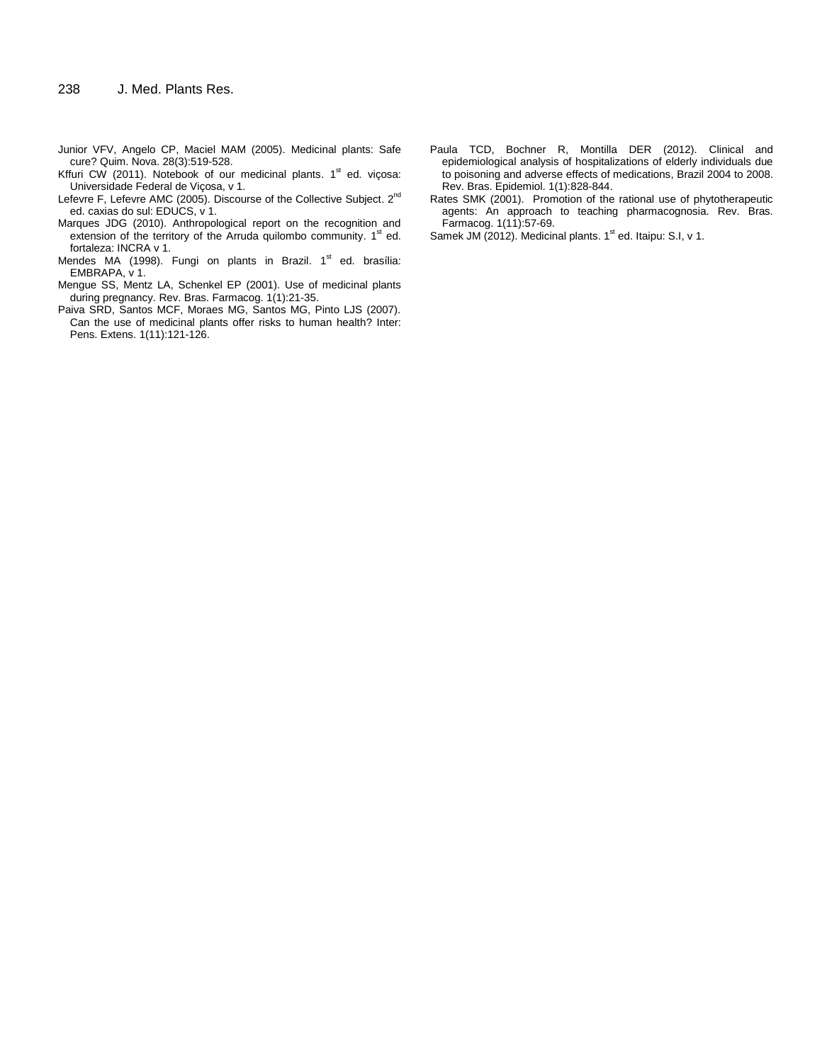Junior VFV, Angelo CP, Maciel MAM (2005). Medicinal plants: Safe cure? Quim. Nova. 28(3):519-528.

Kffuri CW (2011). Notebook of our medicinal plants. 1st ed. viçosa: Universidade Federal de Viçosa, v 1.

Lefevre F, Lefevre AMC (2005). Discourse of the Collective Subject. 2nd ed. caxias do sul: EDUCS, v 1.

Marques JDG (2010). Anthropological report on the recognition and extension of the territory of the Arruda quilombo community. 1st ed. fortaleza: INCRA v 1.

Mendes MA (1998). Fungi on plants in Brazil. 1st ed. brasília: EMBRAPA, v 1.

Mengue SS, Mentz LA, Schenkel EP (2001). Use of medicinal plants during pregnancy. Rev. Bras. Farmacog. 1(1):21-35.

Paiva SRD, Santos MCF, Moraes MG, Santos MG, Pinto LJS (2007). Can the use of medicinal plants offer risks to human health? Inter: Pens. Extens. 1(11):121-126.

Paula TCD, Bochner R, Montilla DER (2012). Clinical and epidemiological analysis of hospitalizations of elderly individuals due to poisoning and adverse effects of medications, Brazil 2004 to 2008. Rev. Bras. Epidemiol. 1(1):828-844.

Rates SMK (2001). Promotion of the rational use of phytotherapeutic agents: An approach to teaching pharmacognosia. Rev. Bras. Farmacog. 1(11):57-69.

Samek JM (2012). Medicinal plants. 1st ed. Itaipu: S.I, v 1.